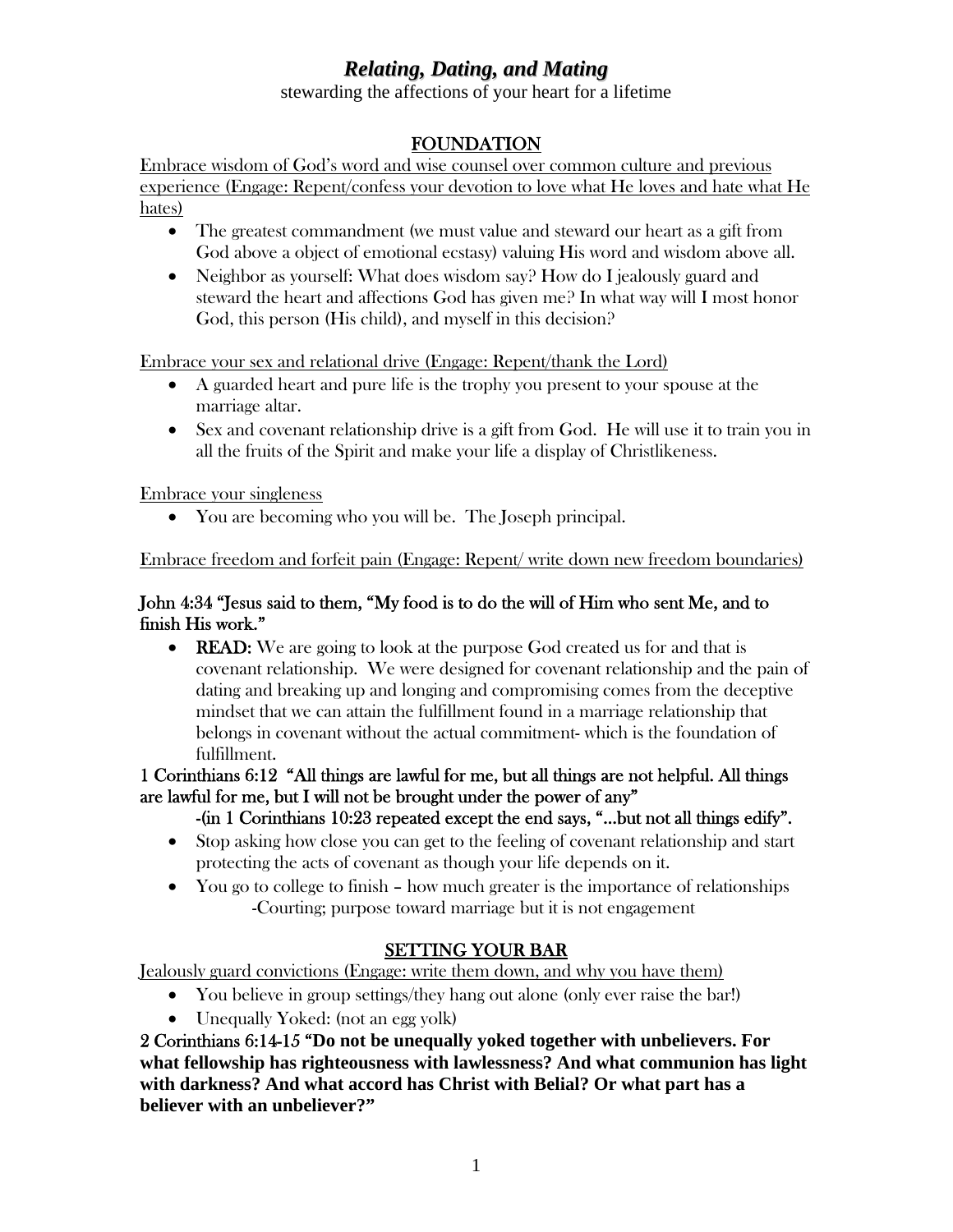# *Relating, Dating, and Mating*

stewarding the affections of your heart for a lifetime

## FOUNDATION

Embrace wisdom of God's word and wise counsel over common culture and previous experience (Engage: Repent/confess your devotion to love what He loves and hate what He hates)

- The greatest commandment (we must value and steward our heart as a gift from God above a object of emotional ecstasy) valuing His word and wisdom above all.
- Neighbor as yourself: What does wisdom say? How do I jealously guard and steward the heart and affections God has given me? In what way will I most honor God, this person (His child), and myself in this decision?

Embrace your sex and relational drive (Engage: Repent/thank the Lord)

- A guarded heart and pure life is the trophy you present to your spouse at the marriage altar.
- Sex and covenant relationship drive is a gift from God. He will use it to train you in all the fruits of the Spirit and make your life a display of Christlikeness.

Embrace your singleness

- You are becoming who you will be. The Joseph principal.

Embrace freedom and forfeit pain (Engage: Repent/ write down new freedom boundaries)

**John 4:34 "Jesus said to them, "My food is to do the will of Him who sent Me, and to finish His work."**

- **READ:** We are going to look at the purpose God created us for and that is covenant relationship. We were designed for covenant relationship and the pain of dating and breaking up and longing and compromising comes from the deceptive mindset that we can attain the fulfillment found in a marriage relationship that belongs in covenant without the actual commitment- which is the foundation of fulfillment.

**1 Corinthians 6:12 "All things are lawful for me, but all things are not helpful. All things are lawful for me, but I will not be brought under the power of any"**

**-(in 1 Corinthians 10:23 repeated except the end says, "…but not all things edify".**

- Stop asking how close you can get to the feeling of covenant relationship and start protecting the acts of covenant as though your life depends on it.
- You go to college to finish – how much greater is the importance of relationships
  -Courting; purpose toward marriage but it is not engagement

## SETTING YOUR BAR

Jealously guard convictions (Engage: write them down, and why you have them)

- You believe in group settings/they hang out alone (only ever raise the bar!)
- Unequally Yoked: (not an egg yolk)

**2 Corinthians 6:14-15 "Do not be unequally yoked together with unbelievers. For what fellowship has righteousness with lawlessness? And what communion has light with darkness? And what accord has Christ with Belial? Or what part has a believer with an unbeliever?"**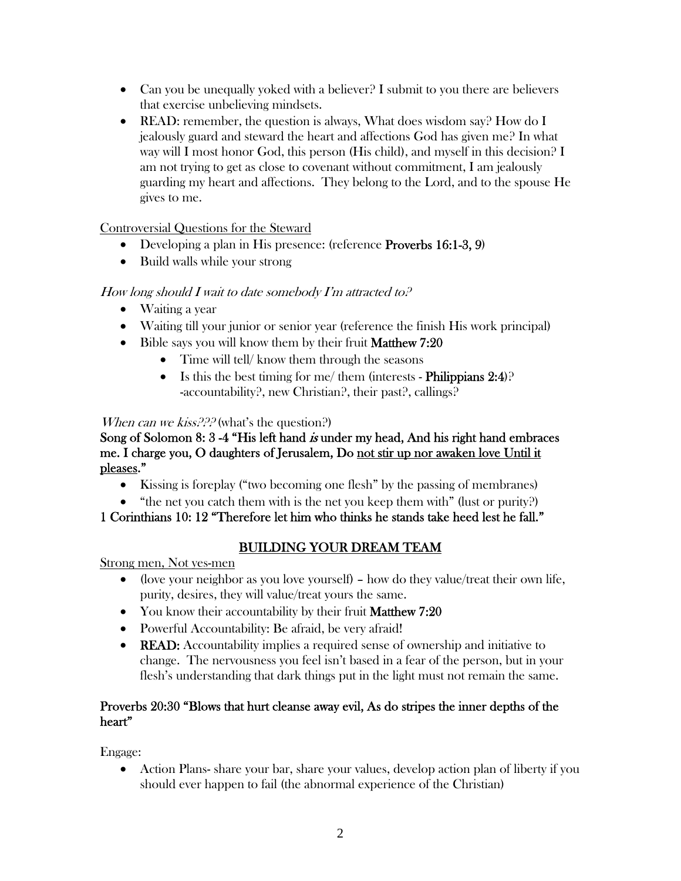- Can you be unequally yoked with a believer? I submit to you there are believers that exercise unbelieving mindsets.
- READ: remember, the question is always, What does wisdom say? How do I jealously guard and steward the heart and affections God has given me? In what way will I most honor God, this person (His child), and myself in this decision? I am not trying to get as close to covenant without commitment, I am jealously guarding my heart and affections. They belong to the Lord, and to the spouse He gives to me.

<u>Controversial Questions for the Steward</u>

- Developing a plan in His presence: (reference **Proverbs 16:1-3, 9**)
- Build walls while your strong

*How long should I wait to date somebody I'm attracted to?*

- Waiting a year
- Waiting till your junior or senior year (reference the finish His work principal)
- Bible says you will know them by their fruit **Matthew 7:20**
    - Time will tell/ know them through the seasons
    - Is this the best timing for me/ them (interests - **Philippians 2:4**)? -accountability?, new Christian?, their past?, callings?

*When can we kiss???* (what's the question?)

**Song of Solomon 8: 3 -4 "His left hand *is* under my head, And his right hand embraces me. I charge you, O daughters of Jerusalem, Do <u>not stir up nor awaken love Until it pleases</u>."**

- Kissing is foreplay ("two becoming one flesh" by the passing of membranes)
- "the net you catch them with is the net you keep them with" (lust or purity?)

**1 Corinthians 10: 12 "Therefore let him who thinks he stands take heed lest he fall."**

## <u>BUILDING YOUR DREAM TEAM</u>

<u>Strong men, Not yes-men</u>

- (love your neighbor as you love yourself) – how do they value/treat their own life, purity, desires, they will value/treat yours the same.
- You know their accountability by their fruit **Matthew 7:20**
- Powerful Accountability: Be afraid, be very afraid!
- **READ:** Accountability implies a required sense of ownership and initiative to change. The nervousness you feel isn't based in a fear of the person, but in your flesh's understanding that dark things put in the light must not remain the same.

**Proverbs 20:30 "Blows that hurt cleanse away evil, As do stripes the inner depths of the heart"**

Engage:

- Action Plans- share your bar, share your values, develop action plan of liberty if you should ever happen to fail (the abnormal experience of the Christian)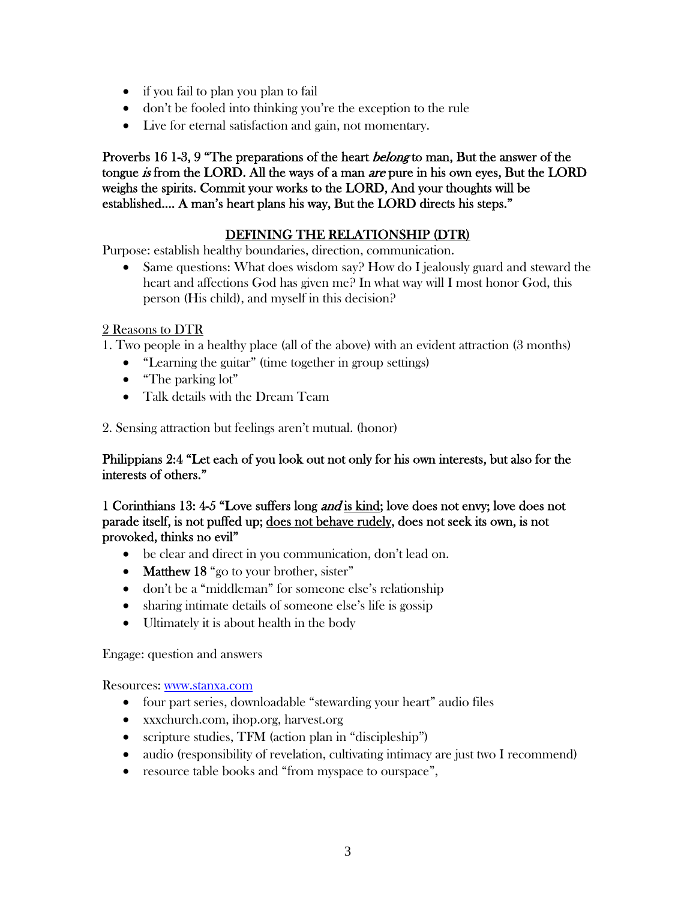- if you fail to plan you plan to fail
- don't be fooled into thinking you're the exception to the rule
- Live for eternal satisfaction and gain, not momentary.

**Proverbs 16 1-3, 9 "The preparations of the heart *belong* to man, But the answer of the tongue *is* from the LORD. All the ways of a man *are* pure in his own eyes, But the LORD weighs the spirits. Commit your works to the LORD, And your thoughts will be established.... A man's heart plans his way, But the LORD directs his steps."**

## <u>DEFINING THE RELATIONSHIP (DTR)</u>

Purpose: establish healthy boundaries, direction, communication.

- Same questions: What does wisdom say? How do I jealously guard and steward the heart and affections God has given me? In what way will I most honor God, this person (His child), and myself in this decision?

<u>2 Reasons to DTR</u>

1. Two people in a healthy place (all of the above) with an evident attraction (3 months)
   - "Learning the guitar" (time together in group settings)
   - "The parking lot"
   - Talk details with the Dream Team

2. Sensing attraction but feelings aren't mutual. (honor)

**Philippians 2:4 "Let each of you look out not only for his own interests, but also for the interests of others."**

**1 Corinthians 13: 4-5 "Love suffers long *and* <u>is kind</u>; love does not envy; love does not parade itself, is not puffed up; <u>does not behave rudely</u>, does not seek its own, is not provoked, thinks no evil"**

- be clear and direct in you communication, don't lead on.
- **Matthew 18** "go to your brother, sister"
- don't be a "middleman" for someone else's relationship
- sharing intimate details of someone else's life is gossip
- Ultimately it is about health in the body

Engage: question and answers

Resources: www.stanxa.com

- four part series, downloadable "stewarding your heart" audio files
- xxxchurch.com, ihop.org, harvest.org
- scripture studies, TFM (action plan in "discipleship")
- audio (responsibility of revelation, cultivating intimacy are just two I recommend)
- resource table books and "from myspace to ourspace",